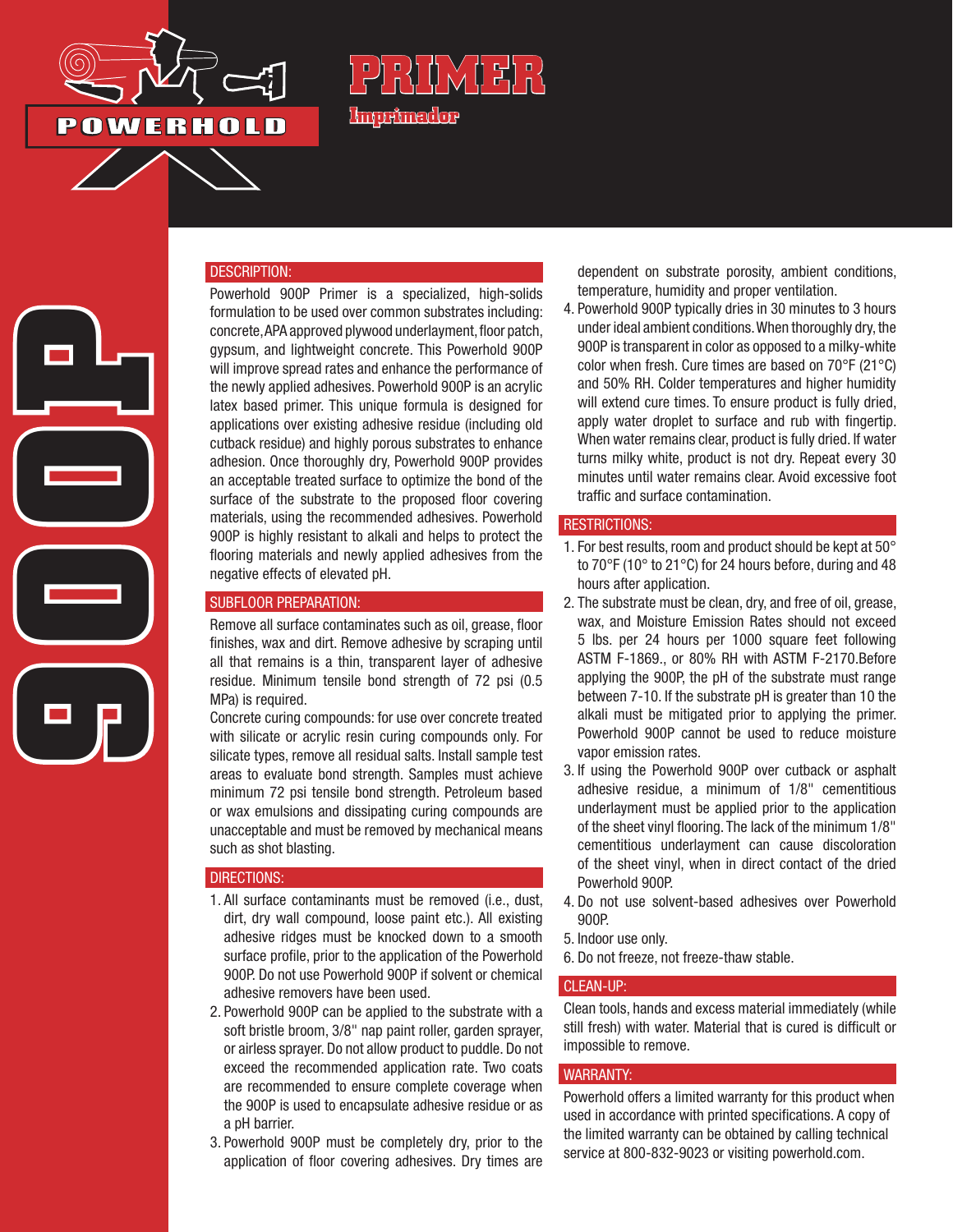POWERHOLD

# PRIMER

Imprimador

900P

## DESCRIPTION:

Powerhold 900P Primer is a specialized, high-solids formulation to be used over common substrates including: concrete, APA approved plywood underlayment, floor patch, gypsum, and lightweight concrete. This Powerhold 900P will improve spread rates and enhance the performance of the newly applied adhesives. Powerhold 900P is an acrylic latex based primer. This unique formula is designed for applications over existing adhesive residue (including old cutback residue) and highly porous substrates to enhance adhesion. Once thoroughly dry, Powerhold 900P provides an acceptable treated surface to optimize the bond of the surface of the substrate to the proposed floor covering materials, using the recommended adhesives. Powerhold 900P is highly resistant to alkali and helps to protect the flooring materials and newly applied adhesives from the negative effects of elevated pH.

## SUBFLOOR PREPARATION:

Remove all surface contaminates such as oil, grease, floor finishes, wax and dirt. Remove adhesive by scraping until all that remains is a thin, transparent layer of adhesive residue. Minimum tensile bond strength of 72 psi (0.5 MPa) is required.

Concrete curing compounds: for use over concrete treated with silicate or acrylic resin curing compounds only. For silicate types, remove all residual salts. Install sample test areas to evaluate bond strength. Samples must achieve minimum 72 psi tensile bond strength. Petroleum based or wax emulsions and dissipating curing compounds are unacceptable and must be removed by mechanical means such as shot blasting.

## DIRECTIONS:

1. All surface contaminants must be removed (i.e., dust, dirt, dry wall compound, loose paint etc.). All existing adhesive ridges must be knocked down to a smooth surface profile, prior to the application of the Powerhold 900P. Do not use Powerhold 900P if solvent or chemical adhesive removers have been used.
2. Powerhold 900P can be applied to the substrate with a soft bristle broom, 3/8" nap paint roller, garden sprayer, or airless sprayer. Do not allow product to puddle. Do not exceed the recommended application rate. Two coats are recommended to ensure complete coverage when the 900P is used to encapsulate adhesive residue or as a pH barrier.
3. Powerhold 900P must be completely dry, prior to the application of floor covering adhesives. Dry times are dependent on substrate porosity, ambient conditions, temperature, humidity and proper ventilation.
4. Powerhold 900P typically dries in 30 minutes to 3 hours under ideal ambient conditions. When thoroughly dry, the 900P is transparent in color as opposed to a milky-white color when fresh. Cure times are based on 70°F (21°C) and 50% RH. Colder temperatures and higher humidity will extend cure times. To ensure product is fully dried, apply water droplet to surface and rub with fingertip. When water remains clear, product is fully dried. If water turns milky white, product is not dry. Repeat every 30 minutes until water remains clear. Avoid excessive foot traffic and surface contamination.

## RESTRICTIONS:

1. For best results, room and product should be kept at 50° to 70°F (10° to 21°C) for 24 hours before, during and 48 hours after application.
2. The substrate must be clean, dry, and free of oil, grease, wax, and Moisture Emission Rates should not exceed 5 lbs. per 24 hours per 1000 square feet following ASTM F-1869., or 80% RH with ASTM F-2170.Before applying the 900P, the pH of the substrate must range between 7-10. If the substrate pH is greater than 10 the alkali must be mitigated prior to applying the primer. Powerhold 900P cannot be used to reduce moisture vapor emission rates.
3. If using the Powerhold 900P over cutback or asphalt adhesive residue, a minimum of 1/8" cementitious underlayment must be applied prior to the application of the sheet vinyl flooring. The lack of the minimum 1/8" cementitious underlayment can cause discoloration of the sheet vinyl, when in direct contact of the dried Powerhold 900P.
4. Do not use solvent-based adhesives over Powerhold 900P.
5. Indoor use only.
6. Do not freeze, not freeze-thaw stable.

## CLEAN-UP:

Clean tools, hands and excess material immediately (while still fresh) with water. Material that is cured is difficult or impossible to remove.

## WARRANTY:

Powerhold offers a limited warranty for this product when used in accordance with printed specifications. A copy of the limited warranty can be obtained by calling technical service at 800-832-9023 or visiting powerhold.com.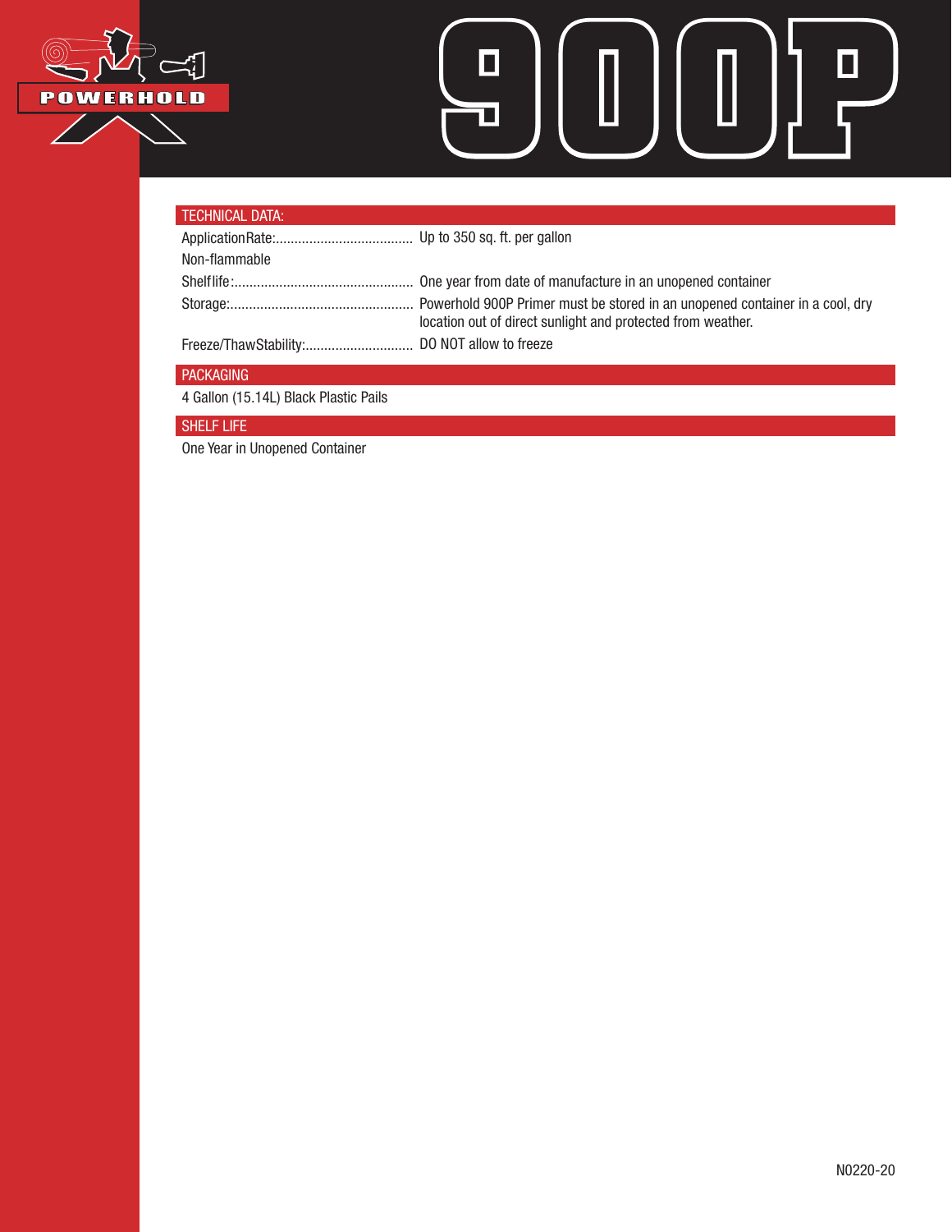# 900P

## TECHNICAL DATA:

| | |
|---|---|
| ApplicationRate: | Up to 350 sq. ft. per gallon |
| Non-flammable | |
| Shelflife: | One year from date of manufacture in an unopened container |
| Storage: | Powerhold 900P Primer must be stored in an unopened container in a cool, dry location out of direct sunlight and protected from weather. |
| Freeze/ThawStability: | DO NOT allow to freeze |

## PACKAGING

4 Gallon (15.14L) Black Plastic Pails

## SHELF LIFE

One Year in Unopened Container

N0220-20